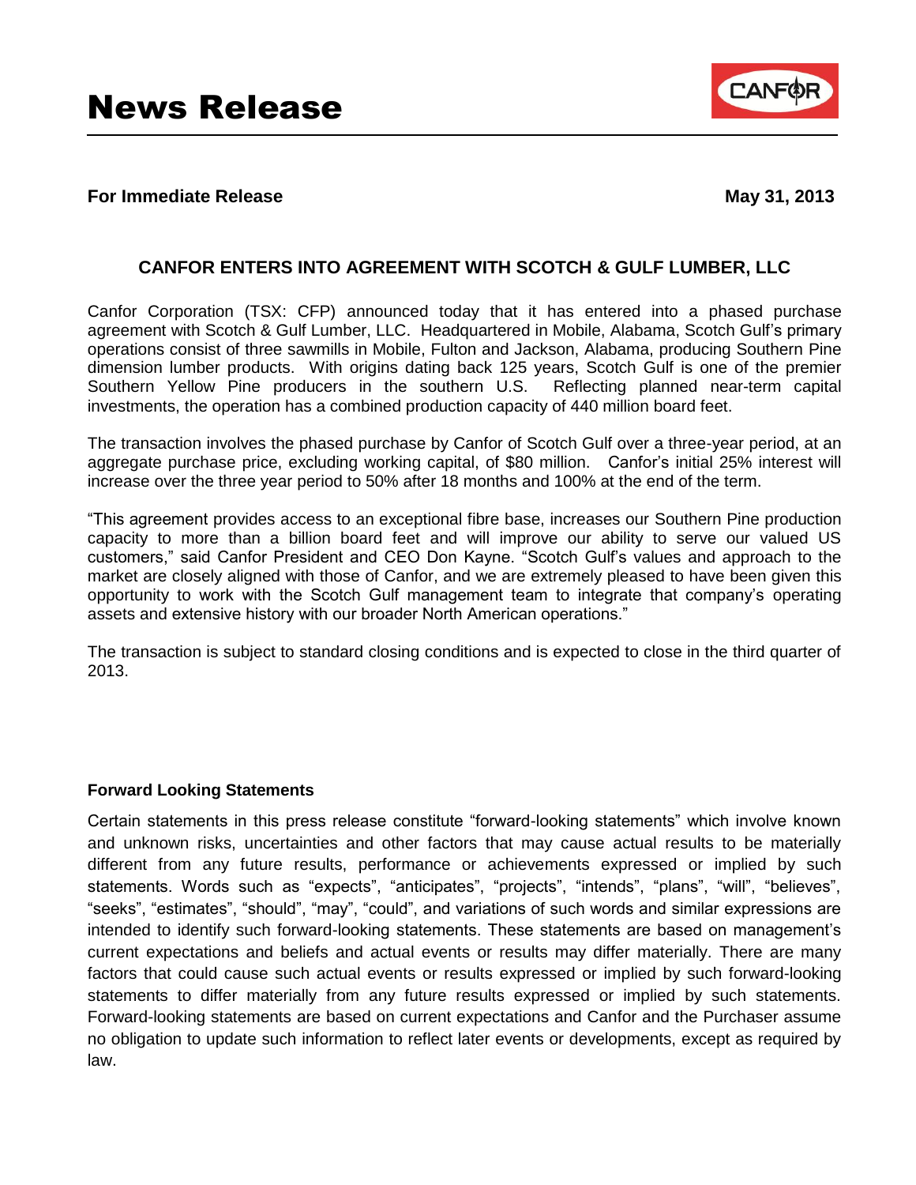# News Release

**For Immediate Release** **May 31, 2013**

## CANFOR ENTERS INTO AGREEMENT WITH SCOTCH & GULF LUMBER, LLC

Canfor Corporation (TSX: CFP) announced today that it has entered into a phased purchase agreement with Scotch & Gulf Lumber, LLC. Headquartered in Mobile, Alabama, Scotch Gulf's primary operations consist of three sawmills in Mobile, Fulton and Jackson, Alabama, producing Southern Pine dimension lumber products. With origins dating back 125 years, Scotch Gulf is one of the premier Southern Yellow Pine producers in the southern U.S. Reflecting planned near-term capital investments, the operation has a combined production capacity of 440 million board feet.

The transaction involves the phased purchase by Canfor of Scotch Gulf over a three-year period, at an aggregate purchase price, excluding working capital, of $80 million. Canfor's initial 25% interest will increase over the three year period to 50% after 18 months and 100% at the end of the term.

"This agreement provides access to an exceptional fibre base, increases our Southern Pine production capacity to more than a billion board feet and will improve our ability to serve our valued US customers," said Canfor President and CEO Don Kayne. "Scotch Gulf's values and approach to the market are closely aligned with those of Canfor, and we are extremely pleased to have been given this opportunity to work with the Scotch Gulf management team to integrate that company's operating assets and extensive history with our broader North American operations."

The transaction is subject to standard closing conditions and is expected to close in the third quarter of 2013.

**Forward Looking Statements**

Certain statements in this press release constitute "forward-looking statements" which involve known and unknown risks, uncertainties and other factors that may cause actual results to be materially different from any future results, performance or achievements expressed or implied by such statements. Words such as "expects", "anticipates", "projects", "intends", "plans", "will", "believes", "seeks", "estimates", "should", "may", "could", and variations of such words and similar expressions are intended to identify such forward-looking statements. These statements are based on management's current expectations and beliefs and actual events or results may differ materially. There are many factors that could cause such actual events or results expressed or implied by such forward-looking statements to differ materially from any future results expressed or implied by such statements. Forward-looking statements are based on current expectations and Canfor and the Purchaser assume no obligation to update such information to reflect later events or developments, except as required by law.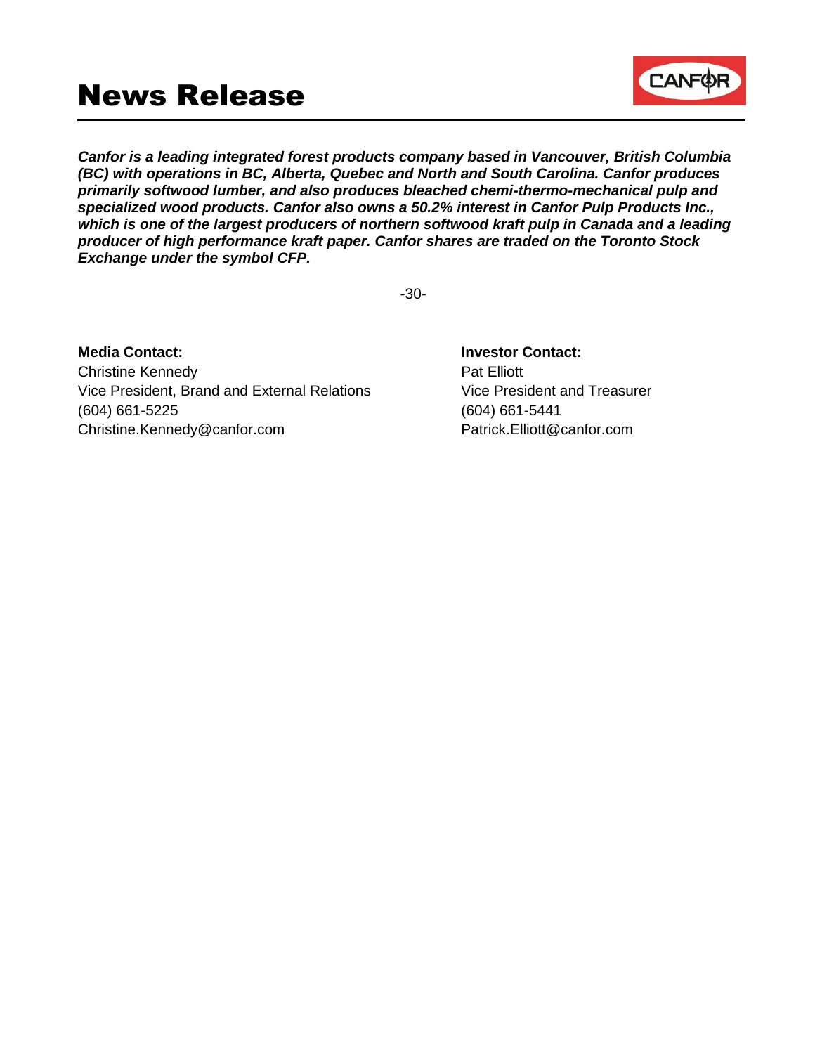# News Release

***Canfor is a leading integrated forest products company based in Vancouver, British Columbia (BC) with operations in BC, Alberta, Quebec and North and South Carolina. Canfor produces primarily softwood lumber, and also produces bleached chemi-thermo-mechanical pulp and specialized wood products. Canfor also owns a 50.2% interest in Canfor Pulp Products Inc., which is one of the largest producers of northern softwood kraft pulp in Canada and a leading producer of high performance kraft paper. Canfor shares are traded on the Toronto Stock Exchange under the symbol CFP.***

-30-

**Media Contact:**
Christine Kennedy
Vice President, Brand and External Relations
(604) 661-5225
Christine.Kennedy@canfor.com

**Investor Contact:**
Pat Elliott
Vice President and Treasurer
(604) 661-5441
Patrick.Elliott@canfor.com